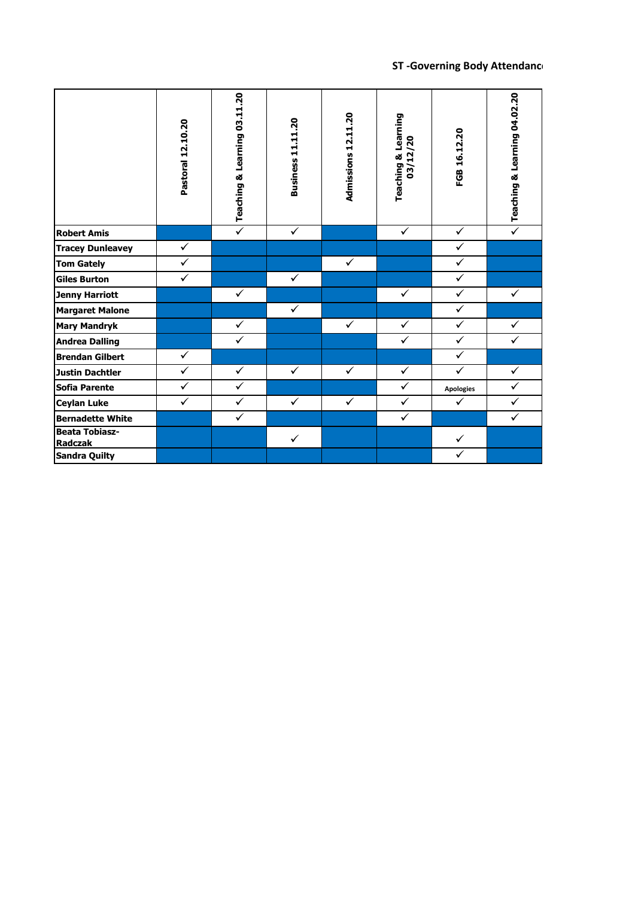## ST -Governing Body Attendance

| | Pastoral 12.10.20 | Teaching & Learning 03.11.20 | Business 11.11.20 | Admissions 12.11.20 | Teaching & Learning 03/12/20 | FGB 16.12.20 | Teaching & Learning 04.02.20 |
|---|---|---|---|---|---|---|---|
| **Robert Amis** | | ✓ | ✓ | | ✓ | ✓ | ✓ |
| **Tracey Dunleavey** | ✓ | | | | | ✓ | |
| **Tom Gately** | ✓ | | | ✓ | | ✓ | |
| **Giles Burton** | ✓ | | ✓ | | | ✓ | |
| **Jenny Harriott** | | ✓ | | | ✓ | ✓ | ✓ |
| **Margaret Malone** | | | ✓ | | | ✓ | |
| **Mary Mandryk** | | ✓ | | ✓ | ✓ | ✓ | ✓ |
| **Andrea Dalling** | | ✓ | | | ✓ | ✓ | ✓ |
| **Brendan Gilbert** | ✓ | | | | | ✓ | |
| **Justin Dachtler** | ✓ | ✓ | ✓ | ✓ | ✓ | ✓ | ✓ |
| **Sofia Parente** | ✓ | ✓ | | | ✓ | Apologies | ✓ |
| **Ceylan Luke** | ✓ | ✓ | ✓ | ✓ | ✓ | ✓ | ✓ |
| **Bernadette White** | | ✓ | | | ✓ | | ✓ |
| **Beata Tobiasz-Radczak** | | | ✓ | | | ✓ | |
| **Sandra Quilty** | | | | | | ✓ | |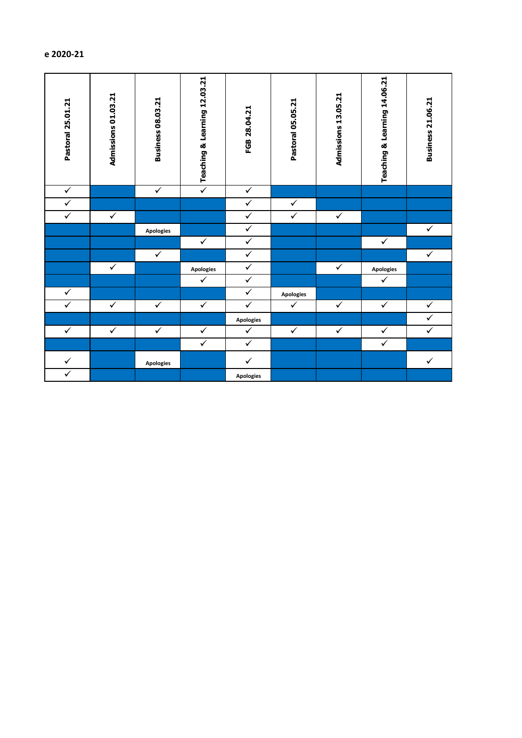e 2020-21

| Pastoral 25.01.21 | Admissions 01.03.21 | Business 08.03.21 | Teaching & Learning 12.03.21 | FGB 28.04.21 | Pastoral 05.05.21 | Admissions 13.05.21 | Teaching & Learning 14.06.21 | Business 21.06.21 |
|---|---|---|---|---|---|---|---|---|
| ✓ | | ✓ | ✓ | ✓ | | | | |
| ✓ | | | | ✓ | ✓ | | | |
| ✓ | ✓ | | | ✓ | ✓ | ✓ | | |
| | | Apologies | | ✓ | | | | ✓ |
| | | | ✓ | ✓ | | | ✓ | |
| | | ✓ | | ✓ | | | | ✓ |
| | ✓ | | Apologies | ✓ | | ✓ | Apologies | |
| | | | ✓ | ✓ | | | ✓ | |
| ✓ | | | | ✓ | Apologies | | | |
| ✓ | ✓ | ✓ | ✓ | ✓ | ✓ | ✓ | ✓ | ✓ |
| | | | | Apologies | | | | ✓ |
| ✓ | ✓ | ✓ | ✓ | ✓ | ✓ | ✓ | ✓ | ✓ |
| | | | ✓ | ✓ | | | ✓ | |
| ✓ | | Apologies | | ✓ | | | | ✓ |
| ✓ | | | | Apologies | | | | |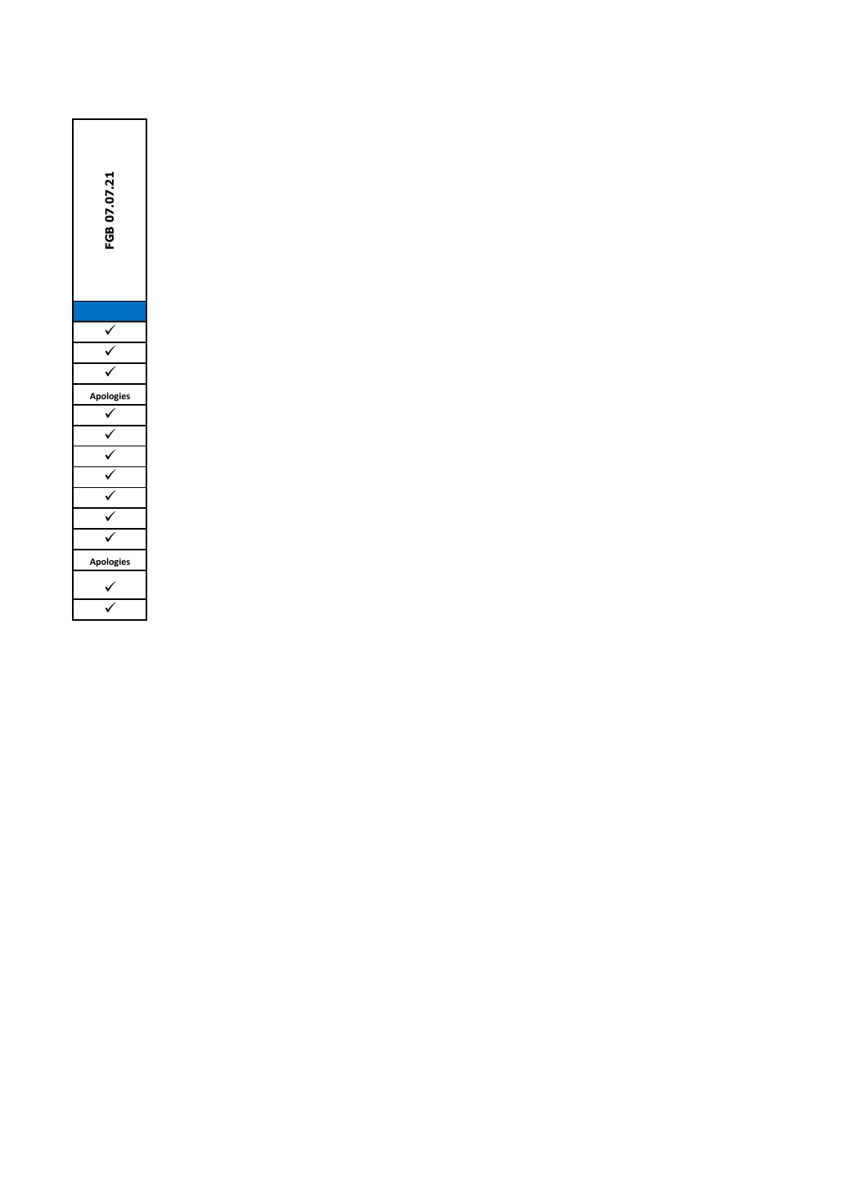| FGB 07.07.21 |
| --- |
| |
| ✓ |
| ✓ |
| ✓ |
| **Apologies** |
| ✓ |
| ✓ |
| ✓ |
| ✓ |
| ✓ |
| ✓ |
| ✓ |
| **Apologies** |
| ✓ |
| ✓ |